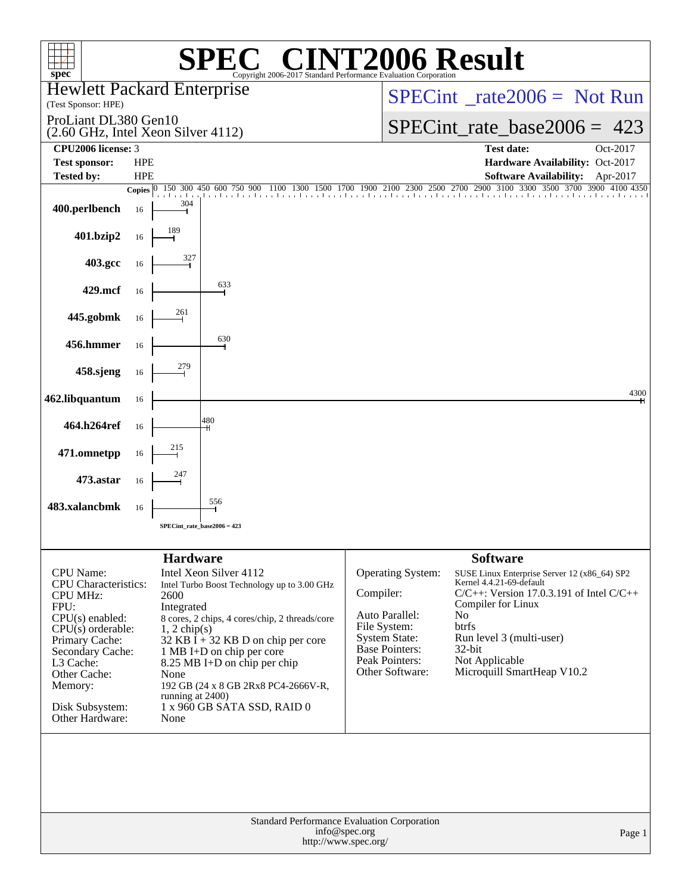# SPEC® CINT2006 Result

Copyright 2006-2017 Standard Performance Evaluation Corporation

**Hewlett Packard Enterprise**
(Test Sponsor: HPE)

ProLiant DL380 Gen10
(2.60 GHz, Intel Xeon Silver 4112)

SPECint_rate2006 = Not Run

SPECint_rate_base2006 = 423

| | | | |
|---|---|---|---|
| **CPU2006 license:** | 3 | **Test date:** | Oct-2017 |
| **Test sponsor:** | HPE | **Hardware Availability:** | Oct-2017 |
| **Tested by:** | HPE | **Software Availability:** | Apr-2017 |

| Benchmark | Copies | Base Ratio |
|---|---|---|
| 400.perlbench | 16 | 304 |
| 401.bzip2 | 16 | 189 |
| 403.gcc | 16 | 327 |
| 429.mcf | 16 | 633 |
| 445.gobmk | 16 | 261 |
| 456.hmmer | 16 | 630 |
| 458.sjeng | 16 | 279 |
| 462.libquantum | 16 | 4300 |
| 464.h264ref | 16 | 480 |
| 471.omnetpp | 16 | 215 |
| 473.astar | 16 | 247 |
| 483.xalancbmk | 16 | 556 |

SPECint_rate_base2006 = 423

## Hardware

| | |
|---|---|
| CPU Name: | Intel Xeon Silver 4112 |
| CPU Characteristics: | Intel Turbo Boost Technology up to 3.00 GHz |
| CPU MHz: | 2600 |
| FPU: | Integrated |
| CPU(s) enabled: | 8 cores, 2 chips, 4 cores/chip, 2 threads/core |
| CPU(s) orderable: | 1, 2 chip(s) |
| Primary Cache: | 32 KB I + 32 KB D on chip per core |
| Secondary Cache: | 1 MB I+D on chip per core |
| L3 Cache: | 8.25 MB I+D on chip per chip |
| Other Cache: | None |
| Memory: | 192 GB (24 x 8 GB 2Rx8 PC4-2666V-R, running at 2400) |
| Disk Subsystem: | 1 x 960 GB SATA SSD, RAID 0 |
| Other Hardware: | None |

## Software

| | |
|---|---|
| Operating System: | SUSE Linux Enterprise Server 12 (x86_64) SP2 Kernel 4.4.21-69-default |
| Compiler: | C/C++: Version 17.0.3.191 of Intel C/C++ Compiler for Linux |
| Auto Parallel: | No |
| File System: | btrfs |
| System State: | Run level 3 (multi-user) |
| Base Pointers: | 32-bit |
| Peak Pointers: | Not Applicable |
| Other Software: | Microquill SmartHeap V10.2 |

Standard Performance Evaluation Corporation
info@spec.org
http://www.spec.org/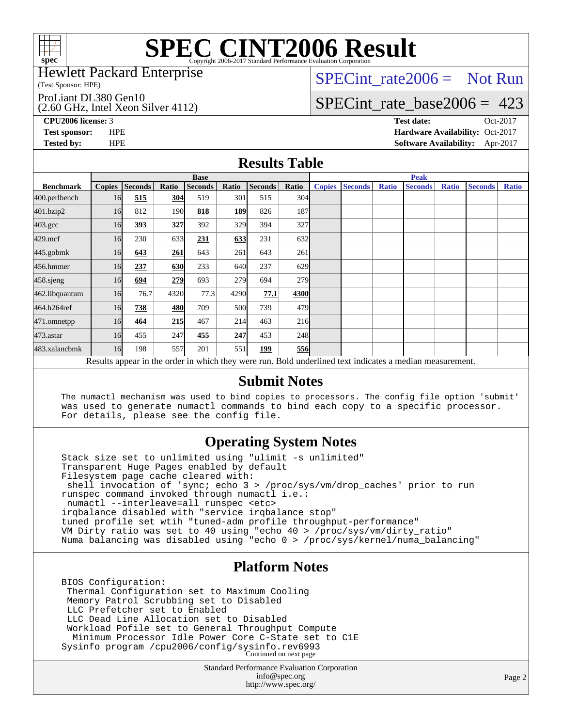# SPEC CINT2006 Result

Copyright 2006-2017 Standard Performance Evaluation Corporation

Hewlett Packard Enterprise
(Test Sponsor: HPE)

ProLiant DL380 Gen10
(2.60 GHz, Intel Xeon Silver 4112)

SPECint_rate2006 = Not Run

SPECint_rate_base2006 = 423

**CPU2006 license:** 3
**Test sponsor:** HPE
**Tested by:** HPE

**Test date:** Oct-2017
**Hardware Availability:** Oct-2017
**Software Availability:** Apr-2017

## Results Table

| Benchmark | Base | | | | | | | Peak | | | | | | |
|---|---|---|---|---|---|---|---|---|---|---|---|---|---|---|
| | Copies | Seconds | Ratio | Seconds | Ratio | Seconds | Ratio | Copies | Seconds | Ratio | Seconds | Ratio | Seconds | Ratio |
| 400.perlbench | 16 | **515** | **304** | 519 | 301 | 515 | 304 | | | | | | | |
| 401.bzip2 | 16 | 812 | 190 | **818** | **189** | 826 | 187 | | | | | | | |
| 403.gcc | 16 | **393** | **327** | 392 | 329 | 394 | 327 | | | | | | | |
| 429.mcf | 16 | 230 | 633 | **231** | **633** | 231 | 632 | | | | | | | |
| 445.gobmk | 16 | **643** | **261** | 643 | 261 | 643 | 261 | | | | | | | |
| 456.hmmer | 16 | **237** | **630** | 233 | 640 | 237 | 629 | | | | | | | |
| 458.sjeng | 16 | **694** | **279** | 693 | 279 | 694 | 279 | | | | | | | |
| 462.libquantum | 16 | 76.7 | 4320 | 77.3 | 4290 | **77.1** | **4300** | | | | | | | |
| 464.h264ref | 16 | **738** | **480** | 709 | 500 | 739 | 479 | | | | | | | |
| 471.omnetpp | 16 | **464** | **215** | 467 | 214 | 463 | 216 | | | | | | | |
| 473.astar | 16 | 455 | 247 | **455** | **247** | 453 | 248 | | | | | | | |
| 483.xalancbmk | 16 | 198 | 557 | 201 | 551 | **199** | **556** | | | | | | | |

Results appear in the order in which they were run. Bold underlined text indicates a median measurement.

## Submit Notes

```
The numactl mechanism was used to bind copies to processors. The config file option 'submit'
was used to generate numactl commands to bind each copy to a specific processor.
For details, please see the config file.
```

## Operating System Notes

```
Stack size set to unlimited using "ulimit -s unlimited"
Transparent Huge Pages enabled by default
Filesystem page cache cleared with:
 shell invocation of 'sync; echo 3 > /proc/sys/vm/drop_caches' prior to run
runspec command invoked through numactl i.e.:
 numactl --interleave=all runspec <etc>
irqbalance disabled with "service irqbalance stop"
tuned profile set wtih "tuned-adm profile throughput-performance"
VM Dirty ratio was set to 40 using "echo 40 > /proc/sys/vm/dirty_ratio"
Numa balancing was disabled using "echo 0 > /proc/sys/kernel/numa_balancing"
```

## Platform Notes

```
BIOS Configuration:
 Thermal Configuration set to Maximum Cooling
 Memory Patrol Scrubbing set to Disabled
 LLC Prefetcher set to Enabled
 LLC Dead Line Allocation set to Disabled
 Workload Pofile set to General Throughput Compute
  Minimum Processor Idle Power Core C-State set to C1E
Sysinfo program /cpu2006/config/sysinfo.rev6993
```

Continued on next page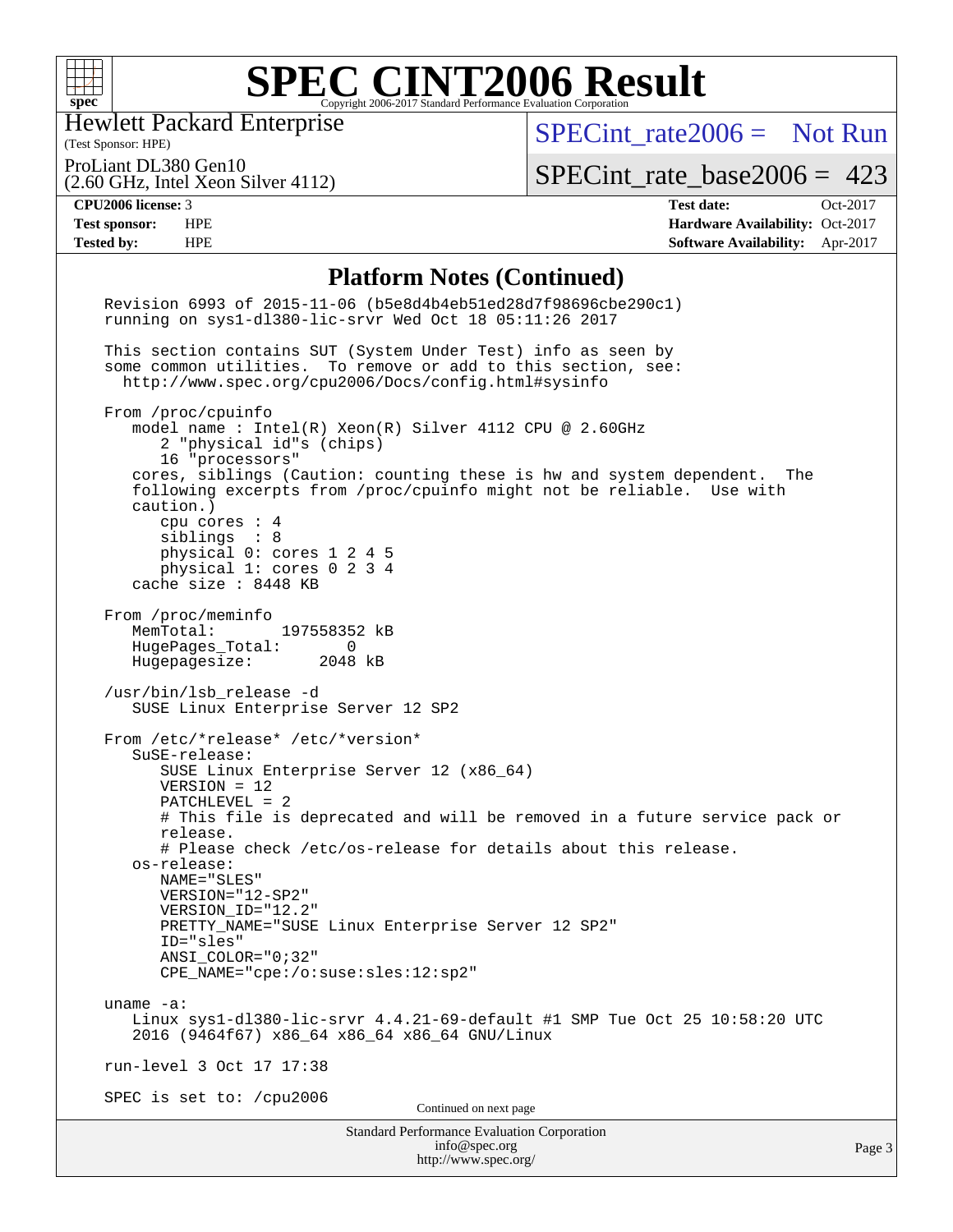# SPEC CINT2006 Result

Hewlett Packard Enterprise
(Test Sponsor: HPE)

ProLiant DL380 Gen10
(2.60 GHz, Intel Xeon Silver 4112)

SPECint_rate2006 = Not Run

SPECint_rate_base2006 = 423

**CPU2006 license:** 3
**Test sponsor:** HPE
**Tested by:** HPE

**Test date:** Oct-2017
**Hardware Availability:** Oct-2017
**Software Availability:** Apr-2017

## Platform Notes (Continued)

```
Revision 6993 of 2015-11-06 (b5e8d4b4eb51ed28d7f98696cbe290c1)
running on sys1-dl380-lic-srvr Wed Oct 18 05:11:26 2017

This section contains SUT (System Under Test) info as seen by
some common utilities.  To remove or add to this section, see:
  http://www.spec.org/cpu2006/Docs/config.html#sysinfo

From /proc/cpuinfo
   model name : Intel(R) Xeon(R) Silver 4112 CPU @ 2.60GHz
      2 "physical id"s (chips)
      16 "processors"
   cores, siblings (Caution: counting these is hw and system dependent.  The
   following excerpts from /proc/cpuinfo might not be reliable.  Use with
   caution.)
      cpu cores : 4
      siblings  : 8
      physical 0: cores 1 2 4 5
      physical 1: cores 0 2 3 4
   cache size : 8448 KB

From /proc/meminfo
   MemTotal:       197558352 kB
   HugePages_Total:       0
   Hugepagesize:       2048 kB

/usr/bin/lsb_release -d
   SUSE Linux Enterprise Server 12 SP2

From /etc/*release* /etc/*version*
   SuSE-release:
      SUSE Linux Enterprise Server 12 (x86_64)
      VERSION = 12
      PATCHLEVEL = 2
      # This file is deprecated and will be removed in a future service pack or
      release.
      # Please check /etc/os-release for details about this release.
   os-release:
      NAME="SLES"
      VERSION="12-SP2"
      VERSION_ID="12.2"
      PRETTY_NAME="SUSE Linux Enterprise Server 12 SP2"
      ID="sles"
      ANSI_COLOR="0;32"
      CPE_NAME="cpe:/o:suse:sles:12:sp2"

uname -a:
   Linux sys1-dl380-lic-srvr 4.4.21-69-default #1 SMP Tue Oct 25 10:58:20 UTC
   2016 (9464f67) x86_64 x86_64 x86_64 GNU/Linux

run-level 3 Oct 17 17:38

SPEC is set to: /cpu2006
```

Continued on next page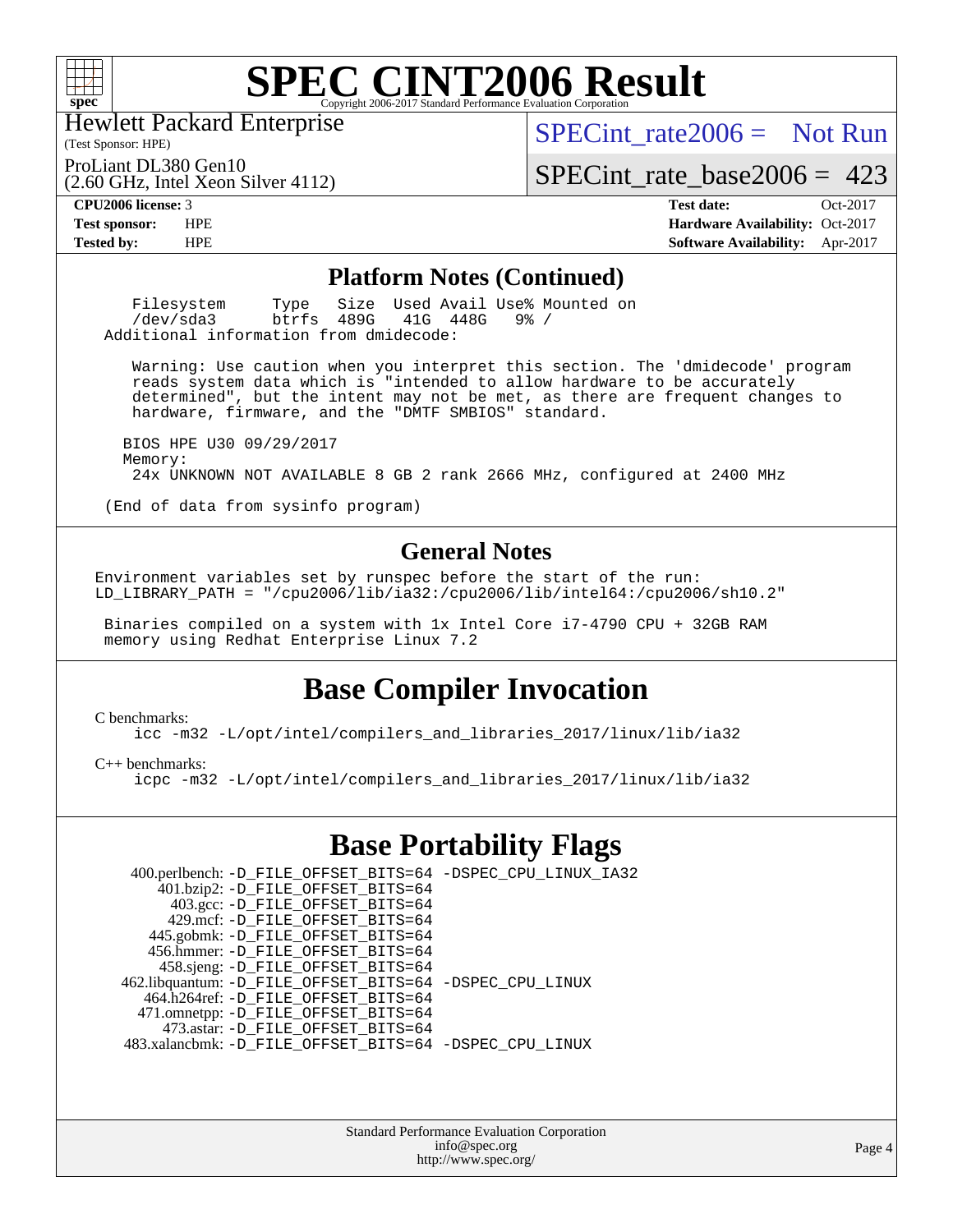# SPEC CINT2006 Result

Hewlett Packard Enterprise
(Test Sponsor: HPE)

ProLiant DL380 Gen10
(2.60 GHz, Intel Xeon Silver 4112)

SPECint_rate2006 = Not Run

SPECint_rate_base2006 = 423

| | | | |
|---|---|---|---|
| **CPU2006 license:** 3 | | **Test date:** | Oct-2017 |
| **Test sponsor:** | HPE | **Hardware Availability:** | Oct-2017 |
| **Tested by:** | HPE | **Software Availability:** | Apr-2017 |

## Platform Notes (Continued)

```
    Filesystem     Type   Size  Used Avail Use% Mounted on
    /dev/sda3      btrfs  489G   41G  448G   9% /
 Additional information from dmidecode:

    Warning: Use caution when you interpret this section. The 'dmidecode' program
    reads system data which is "intended to allow hardware to be accurately
    determined", but the intent may not be met, as there are frequent changes to
    hardware, firmware, and the "DMTF SMBIOS" standard.

   BIOS HPE U30 09/29/2017
   Memory:
    24x UNKNOWN NOT AVAILABLE 8 GB 2 rank 2666 MHz, configured at 2400 MHz

 (End of data from sysinfo program)
```

## General Notes

```
Environment variables set by runspec before the start of the run:
LD_LIBRARY_PATH = "/cpu2006/lib/ia32:/cpu2006/lib/intel64:/cpu2006/sh10.2"

 Binaries compiled on a system with 1x Intel Core i7-4790 CPU + 32GB RAM
 memory using Redhat Enterprise Linux 7.2
```

## Base Compiler Invocation

C benchmarks:
```
icc -m32 -L/opt/intel/compilers_and_libraries_2017/linux/lib/ia32
```

C++ benchmarks:
```
icpc -m32 -L/opt/intel/compilers_and_libraries_2017/linux/lib/ia32
```

## Base Portability Flags

```
   400.perlbench: -D_FILE_OFFSET_BITS=64 -DSPEC_CPU_LINUX_IA32
       401.bzip2: -D_FILE_OFFSET_BITS=64
         403.gcc: -D_FILE_OFFSET_BITS=64
         429.mcf: -D_FILE_OFFSET_BITS=64
       445.gobmk: -D_FILE_OFFSET_BITS=64
       456.hmmer: -D_FILE_OFFSET_BITS=64
       458.sjeng: -D_FILE_OFFSET_BITS=64
  462.libquantum: -D_FILE_OFFSET_BITS=64 -DSPEC_CPU_LINUX
     464.h264ref: -D_FILE_OFFSET_BITS=64
     471.omnetpp: -D_FILE_OFFSET_BITS=64
       473.astar: -D_FILE_OFFSET_BITS=64
   483.xalancbmk: -D_FILE_OFFSET_BITS=64 -DSPEC_CPU_LINUX
```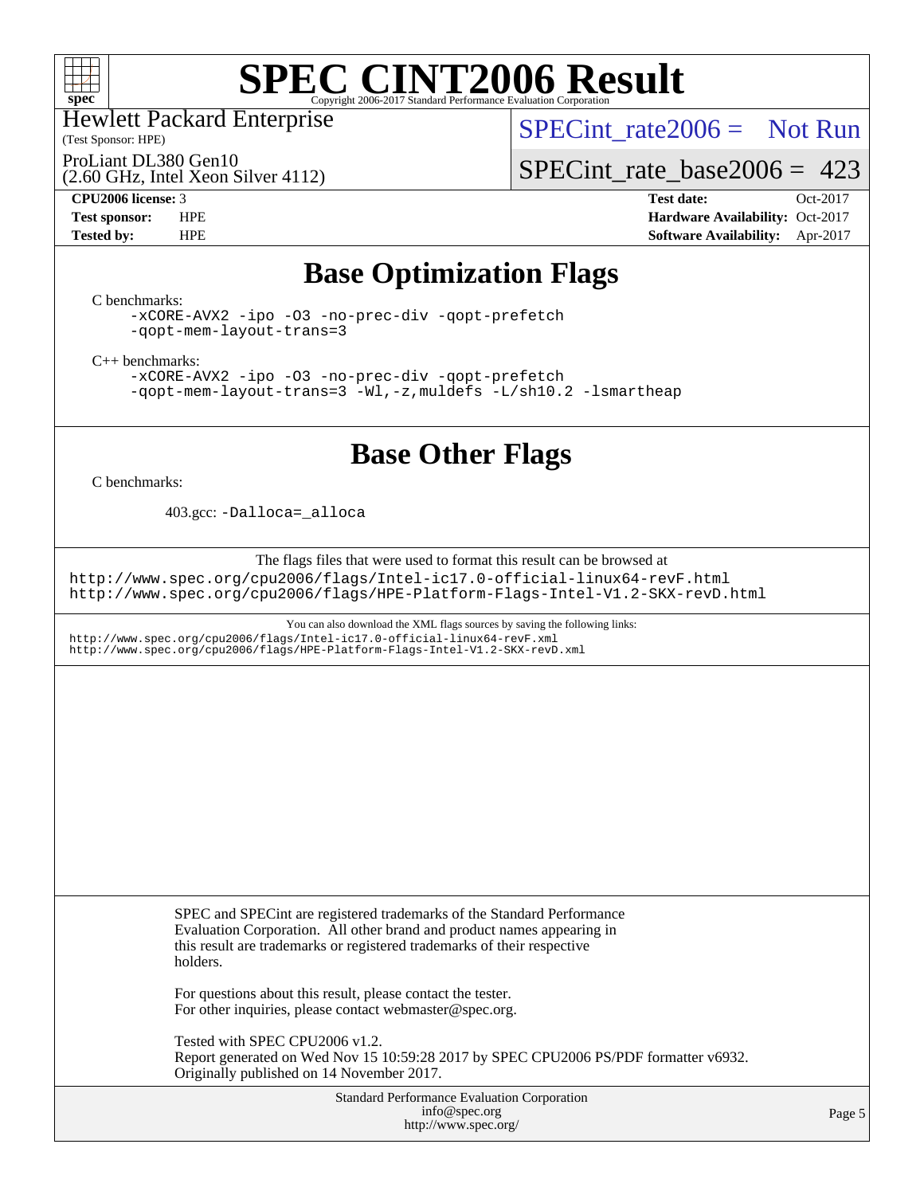# SPEC CINT2006 Result

Copyright 2006-2017 Standard Performance Evaluation Corporation

Hewlett Packard Enterprise
(Test Sponsor: HPE)

ProLiant DL380 Gen10
(2.60 GHz, Intel Xeon Silver 4112)

SPECint_rate2006 = Not Run

SPECint_rate_base2006 = 423

**CPU2006 license:** 3
**Test sponsor:** HPE
**Tested by:** HPE

**Test date:** Oct-2017
**Hardware Availability:** Oct-2017
**Software Availability:** Apr-2017

## Base Optimization Flags

C benchmarks:

```
-xCORE-AVX2 -ipo -O3 -no-prec-div -qopt-prefetch
-qopt-mem-layout-trans=3
```

C++ benchmarks:

```
-xCORE-AVX2 -ipo -O3 -no-prec-div -qopt-prefetch
-qopt-mem-layout-trans=3 -Wl,-z,muldefs -L/sh10.2 -lsmartheap
```

## Base Other Flags

C benchmarks:

403.gcc: `-Dalloca=_alloca`

The flags files that were used to format this result can be browsed at
http://www.spec.org/cpu2006/flags/Intel-ic17.0-official-linux64-revF.html
http://www.spec.org/cpu2006/flags/HPE-Platform-Flags-Intel-V1.2-SKX-revD.html

You can also download the XML flags sources by saving the following links:
http://www.spec.org/cpu2006/flags/Intel-ic17.0-official-linux64-revF.xml
http://www.spec.org/cpu2006/flags/HPE-Platform-Flags-Intel-V1.2-SKX-revD.xml

SPEC and SPECint are registered trademarks of the Standard Performance Evaluation Corporation. All other brand and product names appearing in this result are trademarks or registered trademarks of their respective holders.

For questions about this result, please contact the tester.
For other inquiries, please contact webmaster@spec.org.

Tested with SPEC CPU2006 v1.2.
Report generated on Wed Nov 15 10:59:28 2017 by SPEC CPU2006 PS/PDF formatter v6932.
Originally published on 14 November 2017.

Standard Performance Evaluation Corporation
info@spec.org
http://www.spec.org/